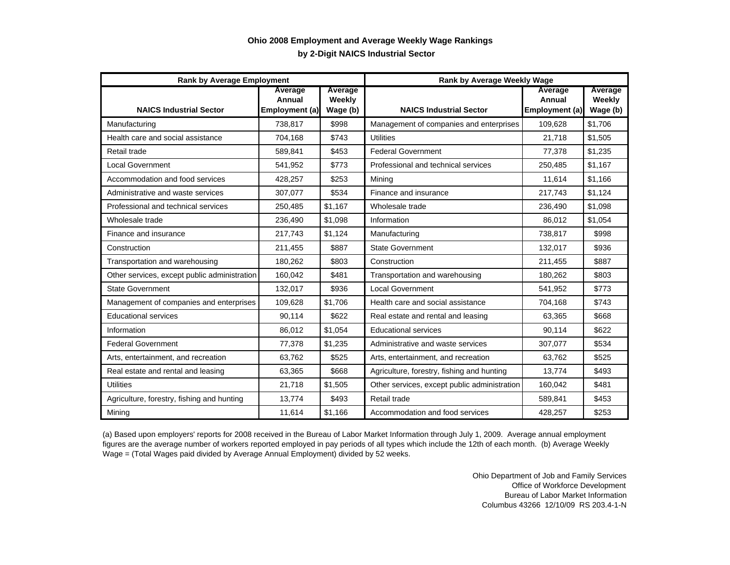**Ohio 2008 Employment and Average Weekly Wage Rankings**

**by 2-Digit NAICS Industrial Sector**

| Rank by Average Employment | | | Rank by Average Weekly Wage | | |
|---|---|---|---|---|---|
| **NAICS Industrial Sector** | **Average Annual Employment (a)** | **Average Weekly Wage (b)** | **NAICS Industrial Sector** | **Average Annual Employment (a)** | **Average Weekly Wage (b)** |
| Manufacturing | 738,817 | $998 | Management of companies and enterprises | 109,628 | $1,706 |
| Health care and social assistance | 704,168 | $743 | Utilities | 21,718 | $1,505 |
| Retail trade | 589,841 | $453 | Federal Government | 77,378 | $1,235 |
| Local Government | 541,952 | $773 | Professional and technical services | 250,485 | $1,167 |
| Accommodation and food services | 428,257 | $253 | Mining | 11,614 | $1,166 |
| Administrative and waste services | 307,077 | $534 | Finance and insurance | 217,743 | $1,124 |
| Professional and technical services | 250,485 | $1,167 | Wholesale trade | 236,490 | $1,098 |
| Wholesale trade | 236,490 | $1,098 | Information | 86,012 | $1,054 |
| Finance and insurance | 217,743 | $1,124 | Manufacturing | 738,817 | $998 |
| Construction | 211,455 | $887 | State Government | 132,017 | $936 |
| Transportation and warehousing | 180,262 | $803 | Construction | 211,455 | $887 |
| Other services, except public administration | 160,042 | $481 | Transportation and warehousing | 180,262 | $803 |
| State Government | 132,017 | $936 | Local Government | 541,952 | $773 |
| Management of companies and enterprises | 109,628 | $1,706 | Health care and social assistance | 704,168 | $743 |
| Educational services | 90,114 | $622 | Real estate and rental and leasing | 63,365 | $668 |
| Information | 86,012 | $1,054 | Educational services | 90,114 | $622 |
| Federal Government | 77,378 | $1,235 | Administrative and waste services | 307,077 | $534 |
| Arts, entertainment, and recreation | 63,762 | $525 | Arts, entertainment, and recreation | 63,762 | $525 |
| Real estate and rental and leasing | 63,365 | $668 | Agriculture, forestry, fishing and hunting | 13,774 | $493 |
| Utilities | 21,718 | $1,505 | Other services, except public administration | 160,042 | $481 |
| Agriculture, forestry, fishing and hunting | 13,774 | $493 | Retail trade | 589,841 | $453 |
| Mining | 11,614 | $1,166 | Accommodation and food services | 428,257 | $253 |

(a) Based upon employers' reports for 2008 received in the Bureau of Labor Market Information through July 1, 2009. Average annual employment figures are the average number of workers reported employed in pay periods of all types which include the 12th of each month. (b) Average Weekly Wage = (Total Wages paid divided by Average Annual Employment) divided by 52 weeks.

Ohio Department of Job and Family Services
Office of Workforce Development
Bureau of Labor Market Information
Columbus 43266 12/10/09 RS 203.4-1-N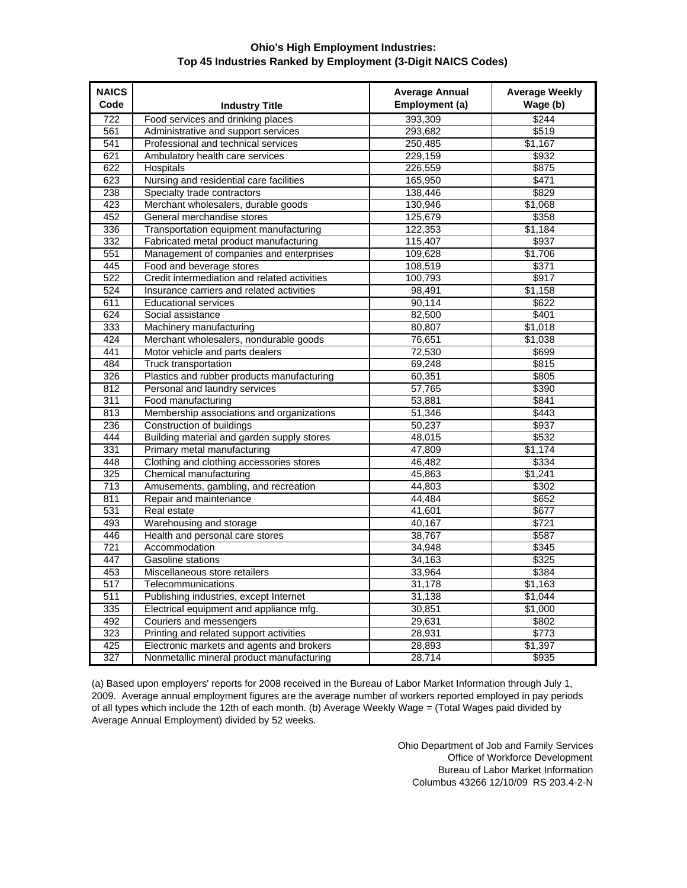# Ohio's High Employment Industries:
## Top 45 Industries Ranked by Employment (3-Digit NAICS Codes)

| NAICS Code | Industry Title | Average Annual Employment (a) | Average Weekly Wage (b) |
|---|---|---|---|
| 722 | Food services and drinking places | 393,309 | $244 |
| 561 | Administrative and support services | 293,682 | $519 |
| 541 | Professional and technical services | 250,485 | $1,167 |
| 621 | Ambulatory health care services | 229,159 | $932 |
| 622 | Hospitals | 226,559 | $875 |
| 623 | Nursing and residential care facilities | 165,950 | $471 |
| 238 | Specialty trade contractors | 138,446 | $829 |
| 423 | Merchant wholesalers, durable goods | 130,946 | $1,068 |
| 452 | General merchandise stores | 125,679 | $358 |
| 336 | Transportation equipment manufacturing | 122,353 | $1,184 |
| 332 | Fabricated metal product manufacturing | 115,407 | $937 |
| 551 | Management of companies and enterprises | 109,628 | $1,706 |
| 445 | Food and beverage stores | 108,519 | $371 |
| 522 | Credit intermediation and related activities | 100,793 | $917 |
| 524 | Insurance carriers and related activities | 98,491 | $1,158 |
| 611 | Educational services | 90,114 | $622 |
| 624 | Social assistance | 82,500 | $401 |
| 333 | Machinery manufacturing | 80,807 | $1,018 |
| 424 | Merchant wholesalers, nondurable goods | 76,651 | $1,038 |
| 441 | Motor vehicle and parts dealers | 72,530 | $699 |
| 484 | Truck transportation | 69,248 | $815 |
| 326 | Plastics and rubber products manufacturing | 60,351 | $805 |
| 812 | Personal and laundry services | 57,765 | $390 |
| 311 | Food manufacturing | 53,881 | $841 |
| 813 | Membership associations and organizations | 51,346 | $443 |
| 236 | Construction of buildings | 50,237 | $937 |
| 444 | Building material and garden supply stores | 48,015 | $532 |
| 331 | Primary metal manufacturing | 47,809 | $1,174 |
| 448 | Clothing and clothing accessories stores | 46,482 | $334 |
| 325 | Chemical manufacturing | 45,863 | $1,241 |
| 713 | Amusements, gambling, and recreation | 44,803 | $302 |
| 811 | Repair and maintenance | 44,484 | $652 |
| 531 | Real estate | 41,601 | $677 |
| 493 | Warehousing and storage | 40,167 | $721 |
| 446 | Health and personal care stores | 38,767 | $587 |
| 721 | Accommodation | 34,948 | $345 |
| 447 | Gasoline stations | 34,163 | $325 |
| 453 | Miscellaneous store retailers | 33,964 | $384 |
| 517 | Telecommunications | 31,178 | $1,163 |
| 511 | Publishing industries, except Internet | 31,138 | $1,044 |
| 335 | Electrical equipment and appliance mfg. | 30,851 | $1,000 |
| 492 | Couriers and messengers | 29,631 | $802 |
| 323 | Printing and related support activities | 28,931 | $773 |
| 425 | Electronic markets and agents and brokers | 28,893 | $1,397 |
| 327 | Nonmetallic mineral product manufacturing | 28,714 | $935 |

(a) Based upon employers' reports for 2008 received in the Bureau of Labor Market Information through July 1, 2009. Average annual employment figures are the average number of workers reported employed in pay periods of all types which include the 12th of each month. (b) Average Weekly Wage = (Total Wages paid divided by Average Annual Employment) divided by 52 weeks.

Ohio Department of Job and Family Services
Office of Workforce Development
Bureau of Labor Market Information
Columbus 43266 12/10/09 RS 203.4-2-N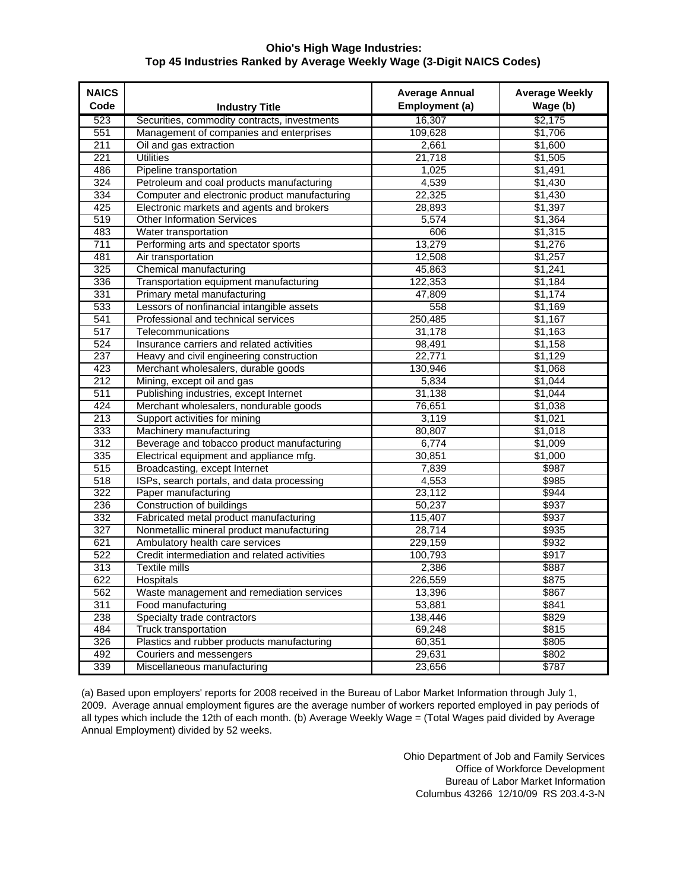**Ohio's High Wage Industries:**
**Top 45 Industries Ranked by Average Weekly Wage (3-Digit NAICS Codes)**

| NAICS Code | Industry Title | Average Annual Employment (a) | Average Weekly Wage (b) |
|---|---|---|---|
| 523 | Securities, commodity contracts, investments | 16,307 | $2,175 |
| 551 | Management of companies and enterprises | 109,628 | $1,706 |
| 211 | Oil and gas extraction | 2,661 | $1,600 |
| 221 | Utilities | 21,718 | $1,505 |
| 486 | Pipeline transportation | 1,025 | $1,491 |
| 324 | Petroleum and coal products manufacturing | 4,539 | $1,430 |
| 334 | Computer and electronic product manufacturing | 22,325 | $1,430 |
| 425 | Electronic markets and agents and brokers | 28,893 | $1,397 |
| 519 | Other Information Services | 5,574 | $1,364 |
| 483 | Water transportation | 606 | $1,315 |
| 711 | Performing arts and spectator sports | 13,279 | $1,276 |
| 481 | Air transportation | 12,508 | $1,257 |
| 325 | Chemical manufacturing | 45,863 | $1,241 |
| 336 | Transportation equipment manufacturing | 122,353 | $1,184 |
| 331 | Primary metal manufacturing | 47,809 | $1,174 |
| 533 | Lessors of nonfinancial intangible assets | 558 | $1,169 |
| 541 | Professional and technical services | 250,485 | $1,167 |
| 517 | Telecommunications | 31,178 | $1,163 |
| 524 | Insurance carriers and related activities | 98,491 | $1,158 |
| 237 | Heavy and civil engineering construction | 22,771 | $1,129 |
| 423 | Merchant wholesalers, durable goods | 130,946 | $1,068 |
| 212 | Mining, except oil and gas | 5,834 | $1,044 |
| 511 | Publishing industries, except Internet | 31,138 | $1,044 |
| 424 | Merchant wholesalers, nondurable goods | 76,651 | $1,038 |
| 213 | Support activities for mining | 3,119 | $1,021 |
| 333 | Machinery manufacturing | 80,807 | $1,018 |
| 312 | Beverage and tobacco product manufacturing | 6,774 | $1,009 |
| 335 | Electrical equipment and appliance mfg. | 30,851 | $1,000 |
| 515 | Broadcasting, except Internet | 7,839 | $987 |
| 518 | ISPs, search portals, and data processing | 4,553 | $985 |
| 322 | Paper manufacturing | 23,112 | $944 |
| 236 | Construction of buildings | 50,237 | $937 |
| 332 | Fabricated metal product manufacturing | 115,407 | $937 |
| 327 | Nonmetallic mineral product manufacturing | 28,714 | $935 |
| 621 | Ambulatory health care services | 229,159 | $932 |
| 522 | Credit intermediation and related activities | 100,793 | $917 |
| 313 | Textile mills | 2,386 | $887 |
| 622 | Hospitals | 226,559 | $875 |
| 562 | Waste management and remediation services | 13,396 | $867 |
| 311 | Food manufacturing | 53,881 | $841 |
| 238 | Specialty trade contractors | 138,446 | $829 |
| 484 | Truck transportation | 69,248 | $815 |
| 326 | Plastics and rubber products manufacturing | 60,351 | $805 |
| 492 | Couriers and messengers | 29,631 | $802 |
| 339 | Miscellaneous manufacturing | 23,656 | $787 |

(a) Based upon employers' reports for 2008 received in the Bureau of Labor Market Information through July 1, 2009. Average annual employment figures are the average number of workers reported employed in pay periods of all types which include the 12th of each month. (b) Average Weekly Wage = (Total Wages paid divided by Average Annual Employment) divided by 52 weeks.

Ohio Department of Job and Family Services
Office of Workforce Development
Bureau of Labor Market Information
Columbus 43266 12/10/09 RS 203.4-3-N